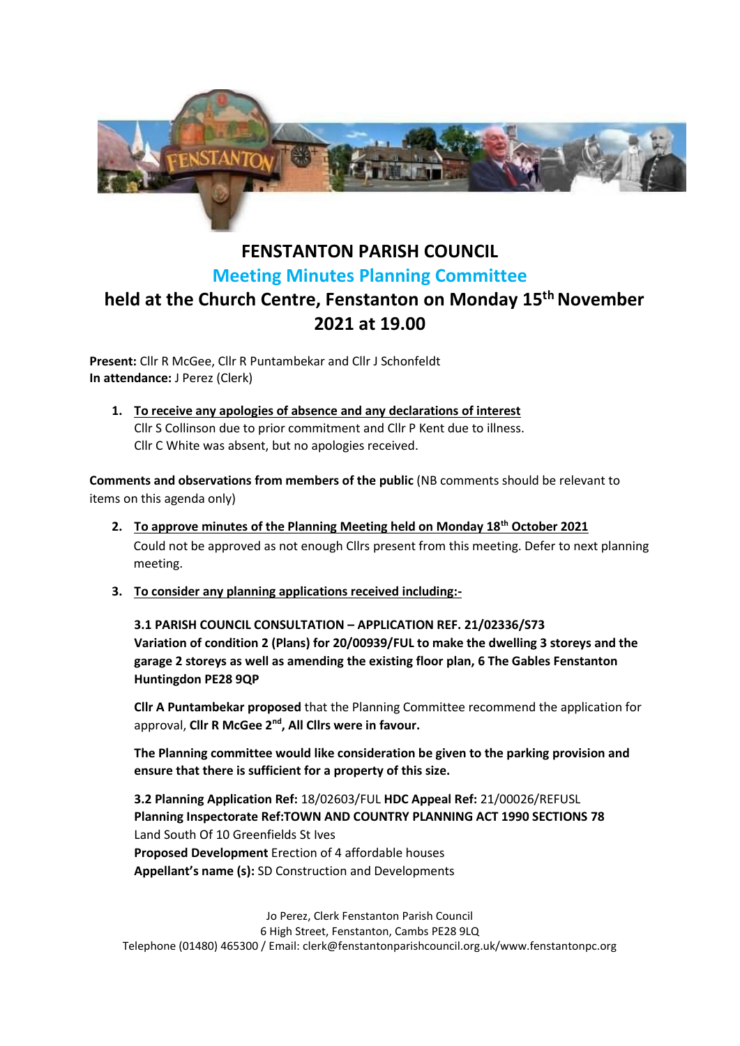# FENSTANTON PARISH COUNCIL

## Meeting Minutes Planning Committee

## held at the Church Centre, Fenstanton on Monday 15th November 2021 at 19.00

**Present:** Cllr R McGee, Cllr R Puntambekar and Cllr J Schonfeldt
**In attendance:** J Perez (Clerk)

1. **To receive any apologies of absence and any declarations of interest**
   Cllr S Collinson due to prior commitment and Cllr P Kent due to illness.
   Cllr C White was absent, but no apologies received.

**Comments and observations from members of the public** (NB comments should be relevant to items on this agenda only)

2. **To approve minutes of the Planning Meeting held on Monday 18th October 2021**
   Could not be approved as not enough Cllrs present from this meeting. Defer to next planning meeting.

3. **To consider any planning applications received including:-**

   **3.1 PARISH COUNCIL CONSULTATION – APPLICATION REF. 21/02336/S73**
   **Variation of condition 2 (Plans) for 20/00939/FUL to make the dwelling 3 storeys and the garage 2 storeys as well as amending the existing floor plan, 6 The Gables Fenstanton Huntingdon PE28 9QP**

   **Cllr A Puntambekar proposed** that the Planning Committee recommend the application for approval, **Cllr R McGee 2nd, All Cllrs were in favour.**

   **The Planning committee would like consideration be given to the parking provision and ensure that there is sufficient for a property of this size.**

   **3.2 Planning Application Ref:** 18/02603/FUL **HDC Appeal Ref:** 21/00026/REFUSL
   **Planning Inspectorate Ref:TOWN AND COUNTRY PLANNING ACT 1990 SECTIONS 78**
   Land South Of 10 Greenfields St Ives
   **Proposed Development** Erection of 4 affordable houses
   **Appellant's name (s):** SD Construction and Developments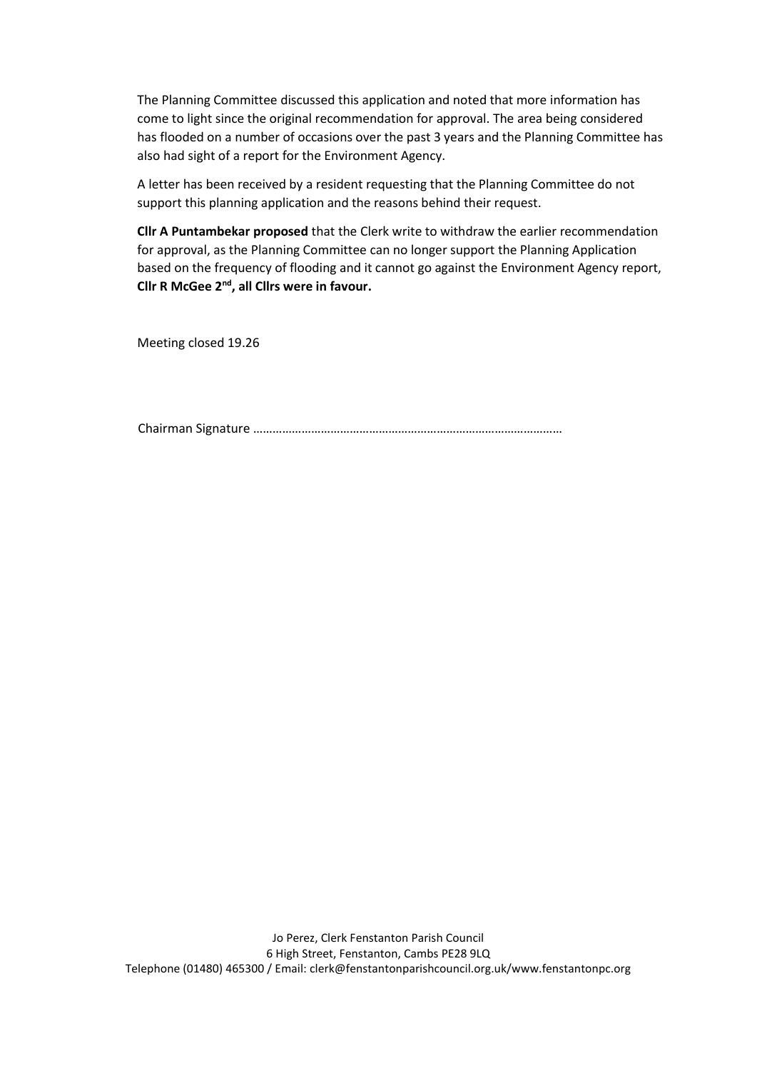The Planning Committee discussed this application and noted that more information has come to light since the original recommendation for approval. The area being considered has flooded on a number of occasions over the past 3 years and the Planning Committee has also had sight of a report for the Environment Agency.

A letter has been received by a resident requesting that the Planning Committee do not support this planning application and the reasons behind their request.

**Cllr A Puntambekar proposed** that the Clerk write to withdraw the earlier recommendation for approval, as the Planning Committee can no longer support the Planning Application based on the frequency of flooding and it cannot go against the Environment Agency report, **Cllr R McGee 2nd, all Cllrs were in favour.**

Meeting closed 19.26

Chairman Signature …………………………………………………………………………………

Jo Perez, Clerk Fenstanton Parish Council
6 High Street, Fenstanton, Cambs PE28 9LQ
Telephone (01480) 465300 / Email: clerk@fenstantonparishcouncil.org.uk/www.fenstantonpc.org